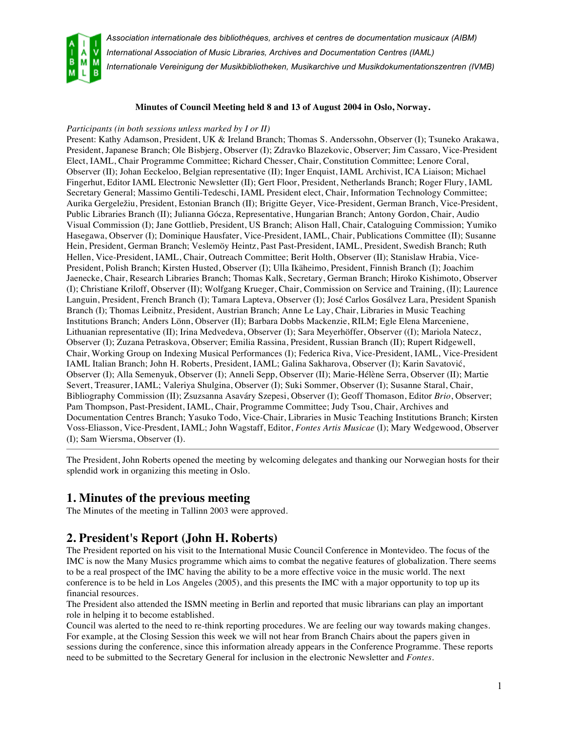*Association internationale des bibliothèques, archives et centres de documentation musicaux (AIBM)*
*International Association of Music Libraries, Archives and Documentation Centres (IAML)*
*Internationale Vereinigung der Musikbibliotheken, Musikarchive und Musikdokumentationszentren (IVMB)*

**Minutes of Council Meeting held 8 and 13 of August 2004 in Oslo, Norway.**

*Participants (in both sessions unless marked by I or II)*
Present: Kathy Adamson, President, UK & Ireland Branch; Thomas S. Anderssohn, Observer (I); Tsuneko Arakawa, President, Japanese Branch; Ole Bisbjerg, Observer (I); Zdravko Blazekovic, Observer; Jim Cassaro, Vice-President Elect, IAML, Chair Programme Committee; Richard Chesser, Chair, Constitution Committee; Lenore Coral, Observer (II); Johan Eeckeloo, Belgian representative (II); Inger Enquist, IAML Archivist, ICA Liaison; Michael Fingerhut, Editor IAML Electronic Newsletter (II); Gert Floor, President, Netherlands Branch; Roger Flury, IAML Secretary General; Massimo Gentili-Tedeschi, IAML President elect, Chair, Information Technology Committee; Aurika Gergeležiu, President, Estonian Branch (II); Brigitte Geyer, Vice-President, German Branch, Vice-President, Public Libraries Branch (II); Julianna Gócza, Representative, Hungarian Branch; Antony Gordon, Chair, Audio Visual Commission (I); Jane Gottlieb, President, US Branch; Alison Hall, Chair, Cataloguing Commission; Yumiko Hasegawa, Observer (I); Dominique Hausfater, Vice-President, IAML, Chair, Publications Committee (II); Susanne Hein, President, German Branch; Veslemöy Heintz, Past Past-President, IAML, President, Swedish Branch; Ruth Hellen, Vice-President, IAML, Chair, Outreach Committee; Berit Holth, Observer (II); Stanislaw Hrabia, Vice-President, Polish Branch; Kirsten Husted, Observer (I); Ulla Ikäheimo, President, Finnish Branch (I); Joachim Jaenecke, Chair, Research Libraries Branch; Thomas Kalk, Secretary, German Branch; Hiroko Kishimoto, Observer (I); Christiane Kriloff, Observer (II); Wolfgang Krueger, Chair, Commission on Service and Training, (II); Laurence Languin, President, French Branch (I); Tamara Lapteva, Observer (I); José Carlos Gosálvez Lara, President Spanish Branch (I); Thomas Leibnitz, President, Austrian Branch; Anne Le Lay, Chair, Libraries in Music Teaching Institutions Branch; Anders Lönn, Observer (II); Barbara Dobbs Mackenzie, RILM; Egle Elena Marceniene, Lithuanian representative (II); Irina Medvedeva, Observer (I); Sara Meyerhöffer, Observer ((I); Mariola Natecz, Observer (I); Zuzana Petraskova, Observer; Emilia Rassina, President, Russian Branch (II); Rupert Ridgewell, Chair, Working Group on Indexing Musical Performances (I); Federica Riva, Vice-President, IAML, Vice-President IAML Italian Branch; John H. Roberts, President, IAML; Galina Sakharova, Observer (I); Karin Savatović, Observer (I); Alla Semenyuk, Observer (I); Anneli Sepp, Observer (II); Marie-Hélène Serra, Observer (II); Martie Severt, Treasurer, IAML; Valeriya Shulgina, Observer (I); Suki Sommer, Observer (I); Susanne Staral, Chair, Bibliography Commission (II); Zsuzsanna Asaváry Szepesi, Observer (I); Geoff Thomason, Editor *Brio*, Observer; Pam Thompson, Past-President, IAML, Chair, Programme Committee; Judy Tsou, Chair, Archives and Documentation Centres Branch; Yasuko Todo, Vice-Chair, Libraries in Music Teaching Institutions Branch; Kirsten Voss-Eliasson, Vice-Presdent, IAML; John Wagstaff, Editor, *Fontes Artis Musicae* (I); Mary Wedgewood, Observer (I); Sam Wiersma, Observer (I).

---

The President, John Roberts opened the meeting by welcoming delegates and thanking our Norwegian hosts for their splendid work in organizing this meeting in Oslo.

## 1. Minutes of the previous meeting

The Minutes of the meeting in Tallinn 2003 were approved.

## 2. President's Report (John H. Roberts)

The President reported on his visit to the International Music Council Conference in Montevideo. The focus of the IMC is now the Many Musics programme which aims to combat the negative features of globalization. There seems to be a real prospect of the IMC having the ability to be a more effective voice in the music world. The next conference is to be held in Los Angeles (2005), and this presents the IMC with a major opportunity to top up its financial resources.
The President also attended the ISMN meeting in Berlin and reported that music librarians can play an important role in helping it to become established.
Council was alerted to the need to re-think reporting procedures. We are feeling our way towards making changes. For example, at the Closing Session this week we will not hear from Branch Chairs about the papers given in sessions during the conference, since this information already appears in the Conference Programme. These reports need to be submitted to the Secretary General for inclusion in the electronic Newsletter and *Fontes*.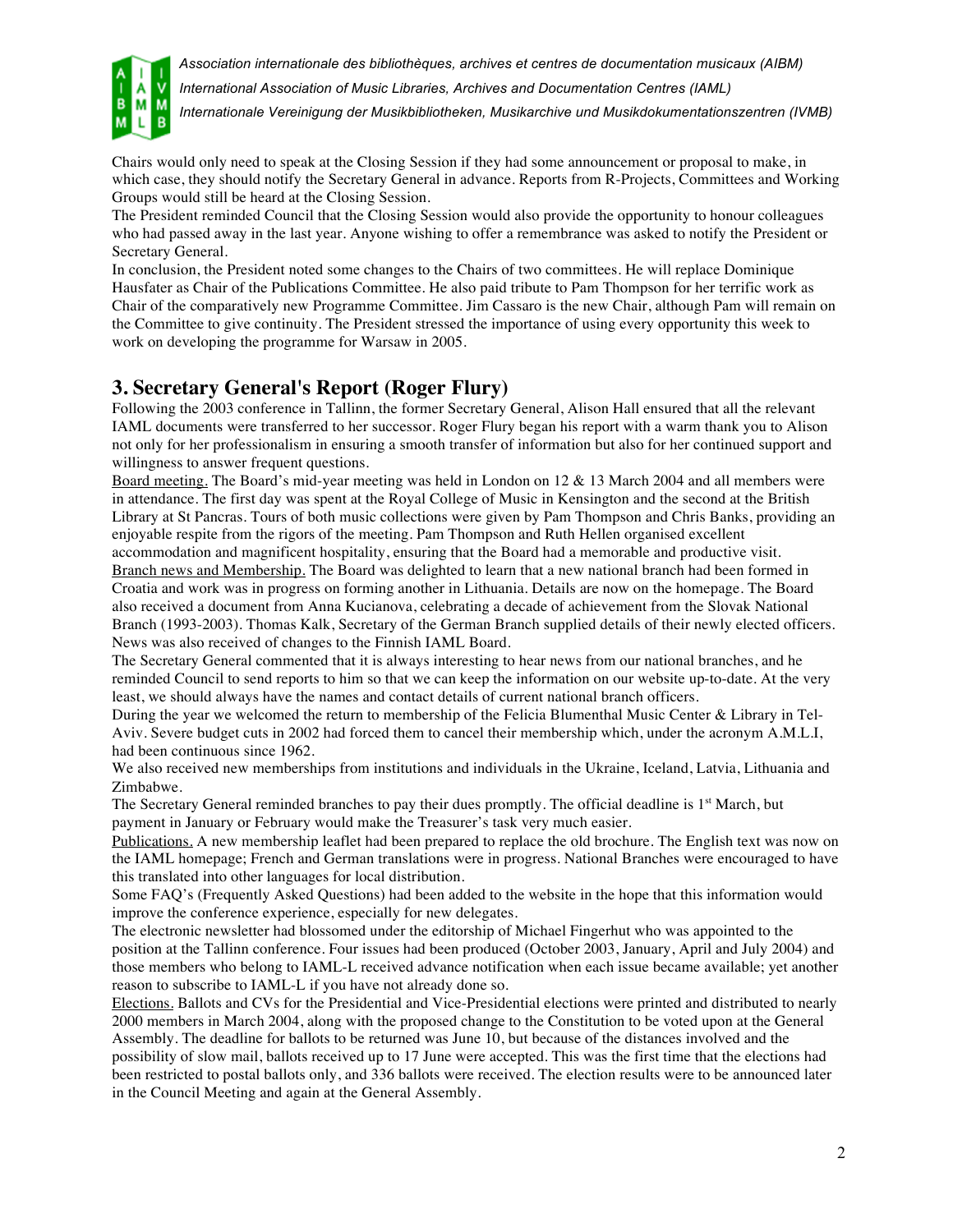Chairs would only need to speak at the Closing Session if they had some announcement or proposal to make, in which case, they should notify the Secretary General in advance. Reports from R-Projects, Committees and Working Groups would still be heard at the Closing Session.

The President reminded Council that the Closing Session would also provide the opportunity to honour colleagues who had passed away in the last year. Anyone wishing to offer a remembrance was asked to notify the President or Secretary General.

In conclusion, the President noted some changes to the Chairs of two committees. He will replace Dominique Hausfater as Chair of the Publications Committee. He also paid tribute to Pam Thompson for her terrific work as Chair of the comparatively new Programme Committee. Jim Cassaro is the new Chair, although Pam will remain on the Committee to give continuity. The President stressed the importance of using every opportunity this week to work on developing the programme for Warsaw in 2005.

## 3. Secretary General's Report (Roger Flury)

Following the 2003 conference in Tallinn, the former Secretary General, Alison Hall ensured that all the relevant IAML documents were transferred to her successor. Roger Flury began his report with a warm thank you to Alison not only for her professionalism in ensuring a smooth transfer of information but also for her continued support and willingness to answer frequent questions.

Board meeting. The Board's mid-year meeting was held in London on 12 & 13 March 2004 and all members were in attendance. The first day was spent at the Royal College of Music in Kensington and the second at the British Library at St Pancras. Tours of both music collections were given by Pam Thompson and Chris Banks, providing an enjoyable respite from the rigors of the meeting. Pam Thompson and Ruth Hellen organised excellent accommodation and magnificent hospitality, ensuring that the Board had a memorable and productive visit.

Branch news and Membership. The Board was delighted to learn that a new national branch had been formed in Croatia and work was in progress on forming another in Lithuania. Details are now on the homepage. The Board also received a document from Anna Kucianova, celebrating a decade of achievement from the Slovak National Branch (1993-2003). Thomas Kalk, Secretary of the German Branch supplied details of their newly elected officers. News was also received of changes to the Finnish IAML Board.

The Secretary General commented that it is always interesting to hear news from our national branches, and he reminded Council to send reports to him so that we can keep the information on our website up-to-date. At the very least, we should always have the names and contact details of current national branch officers.

During the year we welcomed the return to membership of the Felicia Blumenthal Music Center & Library in Tel-Aviv. Severe budget cuts in 2002 had forced them to cancel their membership which, under the acronym A.M.L.I, had been continuous since 1962.

We also received new memberships from institutions and individuals in the Ukraine, Iceland, Latvia, Lithuania and Zimbabwe.

The Secretary General reminded branches to pay their dues promptly. The official deadline is 1st March, but payment in January or February would make the Treasurer's task very much easier.

Publications. A new membership leaflet had been prepared to replace the old brochure. The English text was now on the IAML homepage; French and German translations were in progress. National Branches were encouraged to have this translated into other languages for local distribution.

Some FAQ's (Frequently Asked Questions) had been added to the website in the hope that this information would improve the conference experience, especially for new delegates.

The electronic newsletter had blossomed under the editorship of Michael Fingerhut who was appointed to the position at the Tallinn conference. Four issues had been produced (October 2003, January, April and July 2004) and those members who belong to IAML-L received advance notification when each issue became available; yet another reason to subscribe to IAML-L if you have not already done so.

Elections. Ballots and CVs for the Presidential and Vice-Presidential elections were printed and distributed to nearly 2000 members in March 2004, along with the proposed change to the Constitution to be voted upon at the General Assembly. The deadline for ballots to be returned was June 10, but because of the distances involved and the possibility of slow mail, ballots received up to 17 June were accepted. This was the first time that the elections had been restricted to postal ballots only, and 336 ballots were received. The election results were to be announced later in the Council Meeting and again at the General Assembly.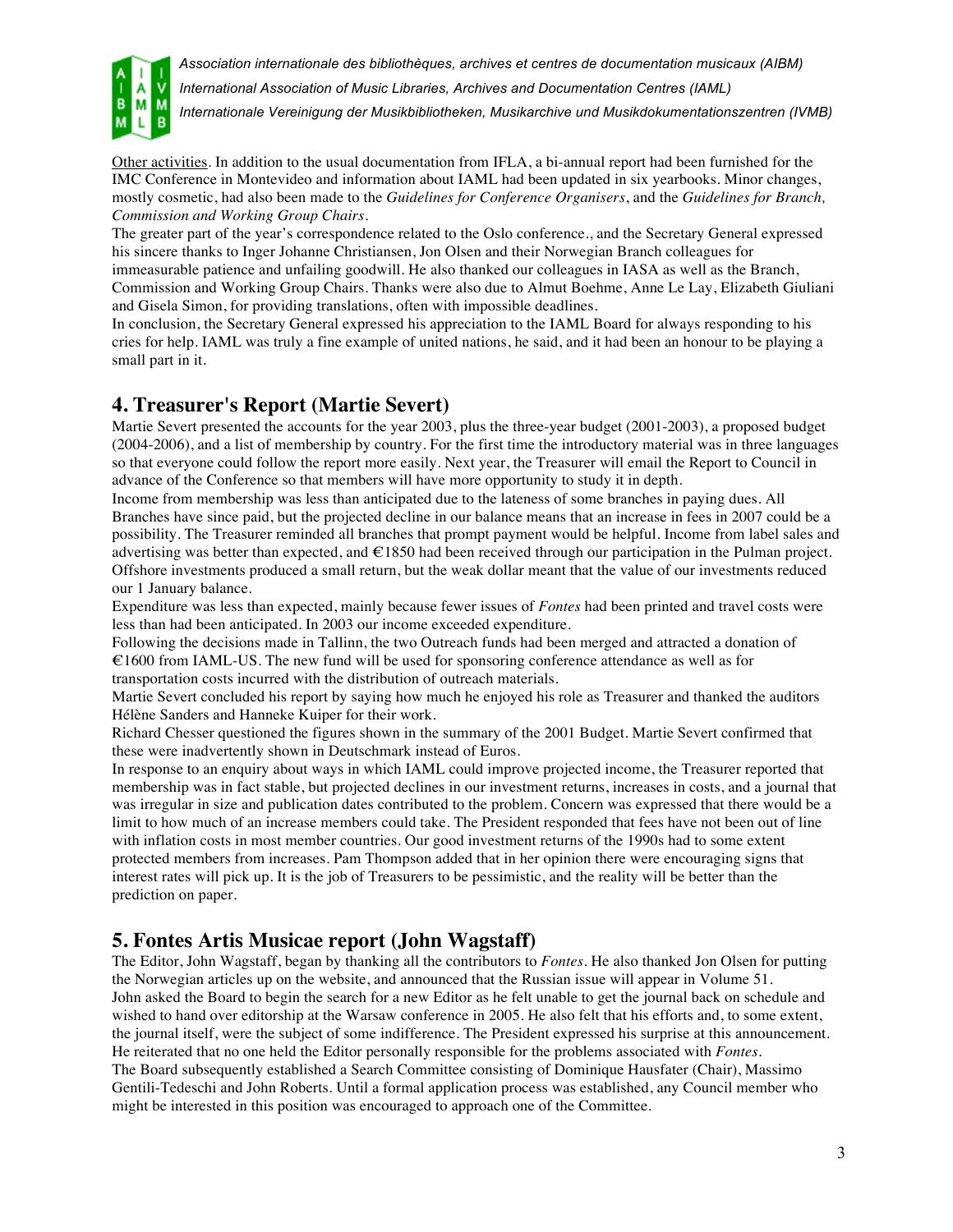Other activities. In addition to the usual documentation from IFLA, a bi-annual report had been furnished for the IMC Conference in Montevideo and information about IAML had been updated in six yearbooks. Minor changes, mostly cosmetic, had also been made to the *Guidelines for Conference Organisers*, and the *Guidelines for Branch, Commission and Working Group Chairs*.

The greater part of the year's correspondence related to the Oslo conference., and the Secretary General expressed his sincere thanks to Inger Johanne Christiansen, Jon Olsen and their Norwegian Branch colleagues for immeasurable patience and unfailing goodwill. He also thanked our colleagues in IASA as well as the Branch, Commission and Working Group Chairs. Thanks were also due to Almut Boehme, Anne Le Lay, Elizabeth Giuliani and Gisela Simon, for providing translations, often with impossible deadlines.

In conclusion, the Secretary General expressed his appreciation to the IAML Board for always responding to his cries for help. IAML was truly a fine example of united nations, he said, and it had been an honour to be playing a small part in it.

## 4. Treasurer's Report (Martie Severt)

Martie Severt presented the accounts for the year 2003, plus the three-year budget (2001-2003), a proposed budget (2004-2006), and a list of membership by country. For the first time the introductory material was in three languages so that everyone could follow the report more easily. Next year, the Treasurer will email the Report to Council in advance of the Conference so that members will have more opportunity to study it in depth.

Income from membership was less than anticipated due to the lateness of some branches in paying dues. All Branches have since paid, but the projected decline in our balance means that an increase in fees in 2007 could be a possibility. The Treasurer reminded all branches that prompt payment would be helpful. Income from label sales and advertising was better than expected, and €1850 had been received through our participation in the Pulman project. Offshore investments produced a small return, but the weak dollar meant that the value of our investments reduced our 1 January balance.

Expenditure was less than expected, mainly because fewer issues of *Fontes* had been printed and travel costs were less than had been anticipated. In 2003 our income exceeded expenditure.

Following the decisions made in Tallinn, the two Outreach funds had been merged and attracted a donation of €1600 from IAML-US. The new fund will be used for sponsoring conference attendance as well as for transportation costs incurred with the distribution of outreach materials.

Martie Severt concluded his report by saying how much he enjoyed his role as Treasurer and thanked the auditors Hélène Sanders and Hanneke Kuiper for their work.

Richard Chesser questioned the figures shown in the summary of the 2001 Budget. Martie Severt confirmed that these were inadvertently shown in Deutschmark instead of Euros.

In response to an enquiry about ways in which IAML could improve projected income, the Treasurer reported that membership was in fact stable, but projected declines in our investment returns, increases in costs, and a journal that was irregular in size and publication dates contributed to the problem. Concern was expressed that there would be a limit to how much of an increase members could take. The President responded that fees have not been out of line with inflation costs in most member countries. Our good investment returns of the 1990s had to some extent protected members from increases. Pam Thompson added that in her opinion there were encouraging signs that interest rates will pick up. It is the job of Treasurers to be pessimistic, and the reality will be better than the prediction on paper.

## 5. Fontes Artis Musicae report (John Wagstaff)

The Editor, John Wagstaff, began by thanking all the contributors to *Fontes*. He also thanked Jon Olsen for putting the Norwegian articles up on the website, and announced that the Russian issue will appear in Volume 51.

John asked the Board to begin the search for a new Editor as he felt unable to get the journal back on schedule and wished to hand over editorship at the Warsaw conference in 2005. He also felt that his efforts and, to some extent, the journal itself, were the subject of some indifference. The President expressed his surprise at this announcement. He reiterated that no one held the Editor personally responsible for the problems associated with *Fontes*.

The Board subsequently established a Search Committee consisting of Dominique Hausfater (Chair), Massimo Gentili-Tedeschi and John Roberts. Until a formal application process was established, any Council member who might be interested in this position was encouraged to approach one of the Committee.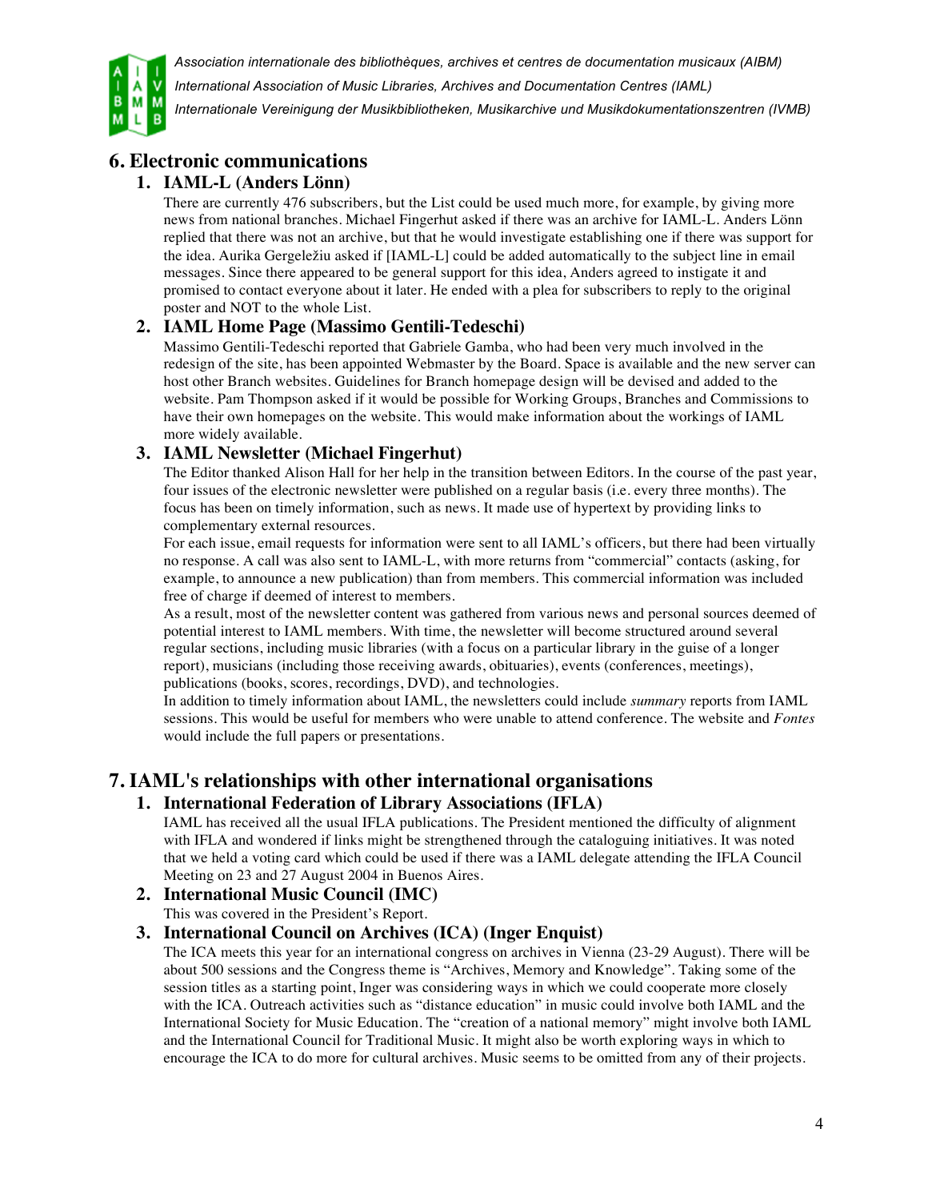## 6. Electronic communications

### 1. IAML-L (Anders Lönn)

There are currently 476 subscribers, but the List could be used much more, for example, by giving more news from national branches. Michael Fingerhut asked if there was an archive for IAML-L. Anders Lönn replied that there was not an archive, but that he would investigate establishing one if there was support for the idea. Aurika Gergeležiu asked if [IAML-L] could be added automatically to the subject line in email messages. Since there appeared to be general support for this idea, Anders agreed to instigate it and promised to contact everyone about it later. He ended with a plea for subscribers to reply to the original poster and NOT to the whole List.

### 2. IAML Home Page (Massimo Gentili-Tedeschi)

Massimo Gentili-Tedeschi reported that Gabriele Gamba, who had been very much involved in the redesign of the site, has been appointed Webmaster by the Board. Space is available and the new server can host other Branch websites. Guidelines for Branch homepage design will be devised and added to the website. Pam Thompson asked if it would be possible for Working Groups, Branches and Commissions to have their own homepages on the website. This would make information about the workings of IAML more widely available.

### 3. IAML Newsletter (Michael Fingerhut)

The Editor thanked Alison Hall for her help in the transition between Editors. In the course of the past year, four issues of the electronic newsletter were published on a regular basis (i.e. every three months). The focus has been on timely information, such as news. It made use of hypertext by providing links to complementary external resources.

For each issue, email requests for information were sent to all IAML's officers, but there had been virtually no response. A call was also sent to IAML-L, with more returns from "commercial" contacts (asking, for example, to announce a new publication) than from members. This commercial information was included free of charge if deemed of interest to members.

As a result, most of the newsletter content was gathered from various news and personal sources deemed of potential interest to IAML members. With time, the newsletter will become structured around several regular sections, including music libraries (with a focus on a particular library in the guise of a longer report), musicians (including those receiving awards, obituaries), events (conferences, meetings), publications (books, scores, recordings, DVD), and technologies.

In addition to timely information about IAML, the newsletters could include *summary* reports from IAML sessions. This would be useful for members who were unable to attend conference. The website and *Fontes* would include the full papers or presentations.

## 7. IAML's relationships with other international organisations

### 1. International Federation of Library Associations (IFLA)

IAML has received all the usual IFLA publications. The President mentioned the difficulty of alignment with IFLA and wondered if links might be strengthened through the cataloguing initiatives. It was noted that we held a voting card which could be used if there was a IAML delegate attending the IFLA Council Meeting on 23 and 27 August 2004 in Buenos Aires.

### 2. International Music Council (IMC)

This was covered in the President's Report.

### 3. International Council on Archives (ICA) (Inger Enquist)

The ICA meets this year for an international congress on archives in Vienna (23-29 August). There will be about 500 sessions and the Congress theme is "Archives, Memory and Knowledge". Taking some of the session titles as a starting point, Inger was considering ways in which we could cooperate more closely with the ICA. Outreach activities such as "distance education" in music could involve both IAML and the International Society for Music Education. The "creation of a national memory" might involve both IAML and the International Council for Traditional Music. It might also be worth exploring ways in which to encourage the ICA to do more for cultural archives. Music seems to be omitted from any of their projects.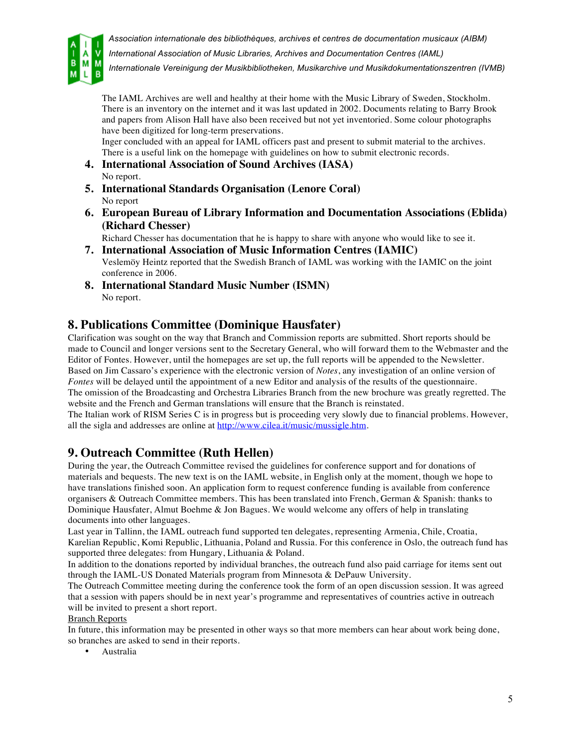The IAML Archives are well and healthy at their home with the Music Library of Sweden, Stockholm. There is an inventory on the internet and it was last updated in 2002. Documents relating to Barry Brook and papers from Alison Hall have also been received but not yet inventoried. Some colour photographs have been digitized for long-term preservations.
Inger concluded with an appeal for IAML officers past and present to submit material to the archives. There is a useful link on the homepage with guidelines on how to submit electronic records.

4. **International Association of Sound Archives (IASA)**
   No report.
5. **International Standards Organisation (Lenore Coral)**
   No report
6. **European Bureau of Library Information and Documentation Associations (Eblida) (Richard Chesser)**
   Richard Chesser has documentation that he is happy to share with anyone who would like to see it.
7. **International Association of Music Information Centres (IAMIC)**
   Veslemöy Heintz reported that the Swedish Branch of IAML was working with the IAMIC on the joint conference in 2006.
8. **International Standard Music Number (ISMN)**
   No report.

## 8. Publications Committee (Dominique Hausfater)

Clarification was sought on the way that Branch and Commission reports are submitted. Short reports should be made to Council and longer versions sent to the Secretary General, who will forward them to the Webmaster and the Editor of Fontes. However, until the homepages are set up, the full reports will be appended to the Newsletter.
Based on Jim Cassaro's experience with the electronic version of *Notes*, any investigation of an online version of *Fontes* will be delayed until the appointment of a new Editor and analysis of the results of the questionnaire.
The omission of the Broadcasting and Orchestra Libraries Branch from the new brochure was greatly regretted. The website and the French and German translations will ensure that the Branch is reinstated.
The Italian work of RISM Series C is in progress but is proceeding very slowly due to financial problems. However, all the sigla and addresses are online at http://www.cilea.it/music/mussigle.htm.

## 9. Outreach Committee (Ruth Hellen)

During the year, the Outreach Committee revised the guidelines for conference support and for donations of materials and bequests. The new text is on the IAML website, in English only at the moment, though we hope to have translations finished soon. An application form to request conference funding is available from conference organisers & Outreach Committee members. This has been translated into French, German & Spanish: thanks to Dominique Hausfater, Almut Boehme & Jon Bagues. We would welcome any offers of help in translating documents into other languages.
Last year in Tallinn, the IAML outreach fund supported ten delegates, representing Armenia, Chile, Croatia, Karelian Republic, Komi Republic, Lithuania, Poland and Russia. For this conference in Oslo, the outreach fund has supported three delegates: from Hungary, Lithuania & Poland.
In addition to the donations reported by individual branches, the outreach fund also paid carriage for items sent out through the IAML-US Donated Materials program from Minnesota & DePauw University.
The Outreach Committee meeting during the conference took the form of an open discussion session. It was agreed that a session with papers should be in next year's programme and representatives of countries active in outreach will be invited to present a short report.

Branch Reports

In future, this information may be presented in other ways so that more members can hear about work being done, so branches are asked to send in their reports.

- Australia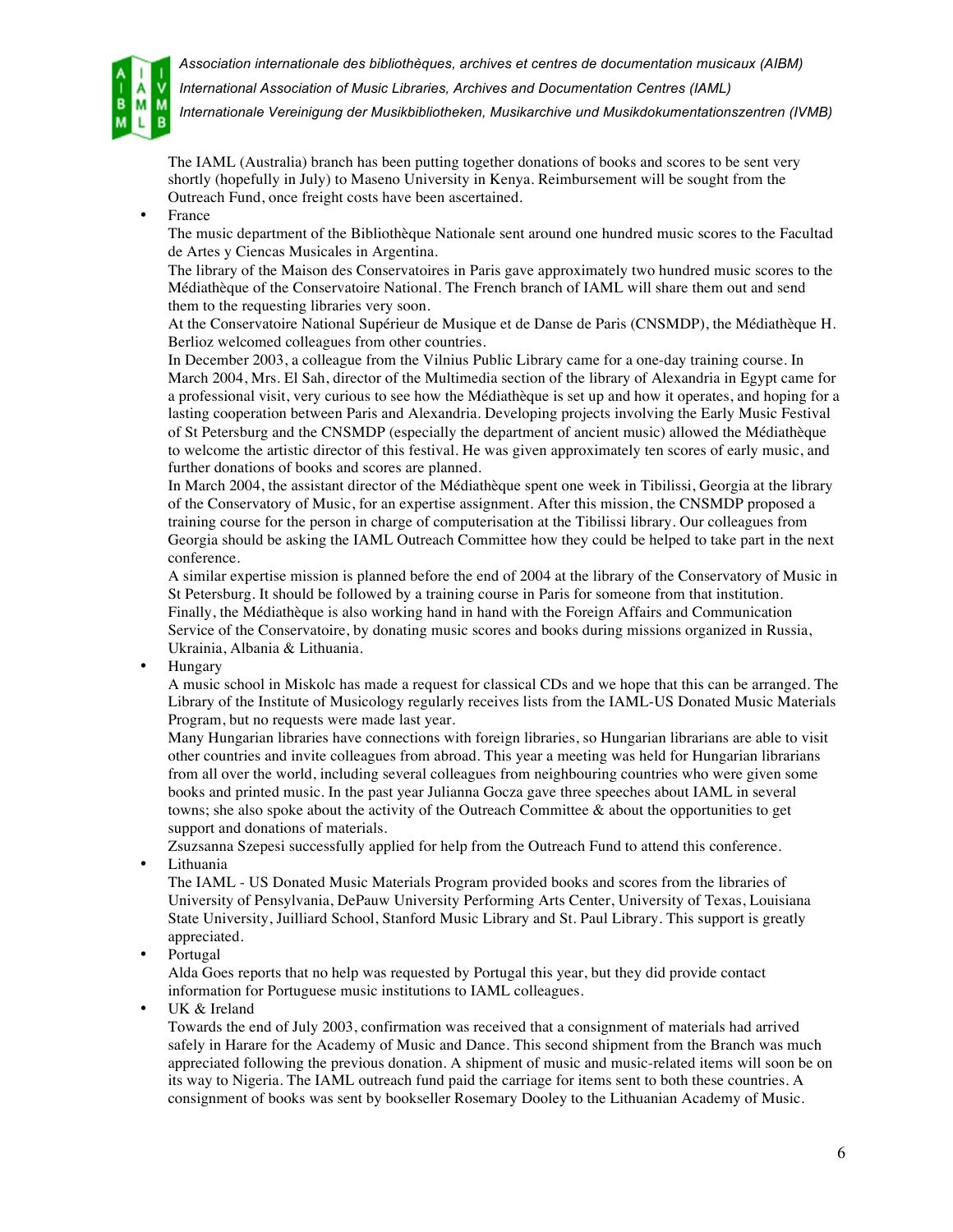The IAML (Australia) branch has been putting together donations of books and scores to be sent very shortly (hopefully in July) to Maseno University in Kenya. Reimbursement will be sought from the Outreach Fund, once freight costs have been ascertained.

- France

  The music department of the Bibliothèque Nationale sent around one hundred music scores to the Facultad de Artes y Ciencas Musicales in Argentina.

  The library of the Maison des Conservatoires in Paris gave approximately two hundred music scores to the Médiathèque of the Conservatoire National. The French branch of IAML will share them out and send them to the requesting libraries very soon.

  At the Conservatoire National Supérieur de Musique et de Danse de Paris (CNSMDP), the Médiathèque H. Berlioz welcomed colleagues from other countries.

  In December 2003, a colleague from the Vilnius Public Library came for a one-day training course. In March 2004, Mrs. El Sah, director of the Multimedia section of the library of Alexandria in Egypt came for a professional visit, very curious to see how the Médiathèque is set up and how it operates, and hoping for a lasting cooperation between Paris and Alexandria. Developing projects involving the Early Music Festival of St Petersburg and the CNSMDP (especially the department of ancient music) allowed the Médiathèque to welcome the artistic director of this festival. He was given approximately ten scores of early music, and further donations of books and scores are planned.

  In March 2004, the assistant director of the Médiathèque spent one week in Tibilissi, Georgia at the library of the Conservatory of Music, for an expertise assignment. After this mission, the CNSMDP proposed a training course for the person in charge of computerisation at the Tibilissi library. Our colleagues from Georgia should be asking the IAML Outreach Committee how they could be helped to take part in the next conference.

  A similar expertise mission is planned before the end of 2004 at the library of the Conservatory of Music in St Petersburg. It should be followed by a training course in Paris for someone from that institution.

  Finally, the Médiathèque is also working hand in hand with the Foreign Affairs and Communication Service of the Conservatoire, by donating music scores and books during missions organized in Russia, Ukrainia, Albania & Lithuania.

- Hungary

  A music school in Miskolc has made a request for classical CDs and we hope that this can be arranged. The Library of the Institute of Musicology regularly receives lists from the IAML-US Donated Music Materials Program, but no requests were made last year.

  Many Hungarian libraries have connections with foreign libraries, so Hungarian librarians are able to visit other countries and invite colleagues from abroad. This year a meeting was held for Hungarian librarians from all over the world, including several colleagues from neighbouring countries who were given some books and printed music. In the past year Julianna Gocza gave three speeches about IAML in several towns; she also spoke about the activity of the Outreach Committee & about the opportunities to get support and donations of materials.

  Zsuzsanna Szepesi successfully applied for help from the Outreach Fund to attend this conference.

- Lithuania

  The IAML - US Donated Music Materials Program provided books and scores from the libraries of University of Pensylvania, DePauw University Performing Arts Center, University of Texas, Louisiana State University, Juilliard School, Stanford Music Library and St. Paul Library. This support is greatly appreciated.

- Portugal

  Alda Goes reports that no help was requested by Portugal this year, but they did provide contact information for Portuguese music institutions to IAML colleagues.

- UK & Ireland

  Towards the end of July 2003, confirmation was received that a consignment of materials had arrived safely in Harare for the Academy of Music and Dance. This second shipment from the Branch was much appreciated following the previous donation. A shipment of music and music-related items will soon be on its way to Nigeria. The IAML outreach fund paid the carriage for items sent to both these countries. A consignment of books was sent by bookseller Rosemary Dooley to the Lithuanian Academy of Music.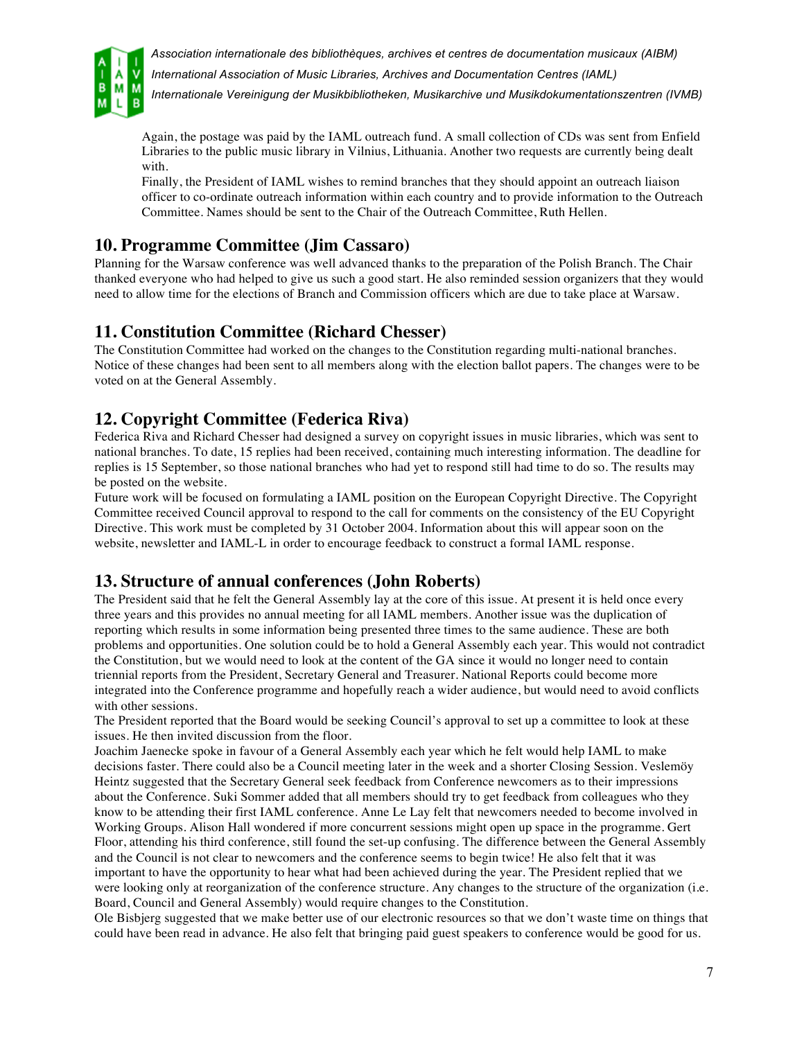Again, the postage was paid by the IAML outreach fund. A small collection of CDs was sent from Enfield Libraries to the public music library in Vilnius, Lithuania. Another two requests are currently being dealt with.
Finally, the President of IAML wishes to remind branches that they should appoint an outreach liaison officer to co-ordinate outreach information within each country and to provide information to the Outreach Committee. Names should be sent to the Chair of the Outreach Committee, Ruth Hellen.

## 10. Programme Committee (Jim Cassaro)

Planning for the Warsaw conference was well advanced thanks to the preparation of the Polish Branch. The Chair thanked everyone who had helped to give us such a good start. He also reminded session organizers that they would need to allow time for the elections of Branch and Commission officers which are due to take place at Warsaw.

## 11. Constitution Committee (Richard Chesser)

The Constitution Committee had worked on the changes to the Constitution regarding multi-national branches. Notice of these changes had been sent to all members along with the election ballot papers. The changes were to be voted on at the General Assembly.

## 12. Copyright Committee (Federica Riva)

Federica Riva and Richard Chesser had designed a survey on copyright issues in music libraries, which was sent to national branches. To date, 15 replies had been received, containing much interesting information. The deadline for replies is 15 September, so those national branches who had yet to respond still had time to do so. The results may be posted on the website.
Future work will be focused on formulating a IAML position on the European Copyright Directive. The Copyright Committee received Council approval to respond to the call for comments on the consistency of the EU Copyright Directive. This work must be completed by 31 October 2004. Information about this will appear soon on the website, newsletter and IAML-L in order to encourage feedback to construct a formal IAML response.

## 13. Structure of annual conferences (John Roberts)

The President said that he felt the General Assembly lay at the core of this issue. At present it is held once every three years and this provides no annual meeting for all IAML members. Another issue was the duplication of reporting which results in some information being presented three times to the same audience. These are both problems and opportunities. One solution could be to hold a General Assembly each year. This would not contradict the Constitution, but we would need to look at the content of the GA since it would no longer need to contain triennial reports from the President, Secretary General and Treasurer. National Reports could become more integrated into the Conference programme and hopefully reach a wider audience, but would need to avoid conflicts with other sessions.
The President reported that the Board would be seeking Council's approval to set up a committee to look at these issues. He then invited discussion from the floor.
Joachim Jaenecke spoke in favour of a General Assembly each year which he felt would help IAML to make decisions faster. There could also be a Council meeting later in the week and a shorter Closing Session. Veslemöy Heintz suggested that the Secretary General seek feedback from Conference newcomers as to their impressions about the Conference. Suki Sommer added that all members should try to get feedback from colleagues who they know to be attending their first IAML conference. Anne Le Lay felt that newcomers needed to become involved in Working Groups. Alison Hall wondered if more concurrent sessions might open up space in the programme. Gert Floor, attending his third conference, still found the set-up confusing. The difference between the General Assembly and the Council is not clear to newcomers and the conference seems to begin twice! He also felt that it was important to have the opportunity to hear what had been achieved during the year. The President replied that we were looking only at reorganization of the conference structure. Any changes to the structure of the organization (i.e. Board, Council and General Assembly) would require changes to the Constitution.
Ole Bisbjerg suggested that we make better use of our electronic resources so that we don't waste time on things that could have been read in advance. He also felt that bringing paid guest speakers to conference would be good for us.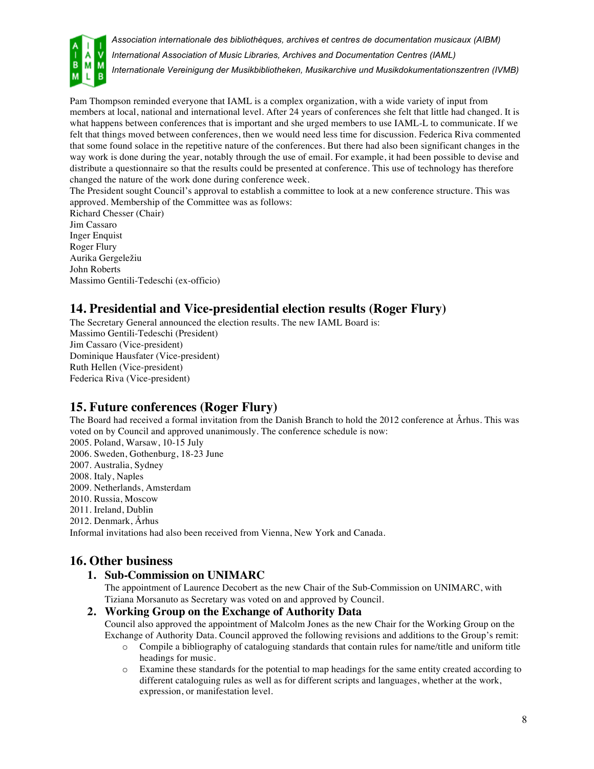Pam Thompson reminded everyone that IAML is a complex organization, with a wide variety of input from members at local, national and international level. After 24 years of conferences she felt that little had changed. It is what happens between conferences that is important and she urged members to use IAML-L to communicate. If we felt that things moved between conferences, then we would need less time for discussion. Federica Riva commented that some found solace in the repetitive nature of the conferences. But there had also been significant changes in the way work is done during the year, notably through the use of email. For example, it had been possible to devise and distribute a questionnaire so that the results could be presented at conference. This use of technology has therefore changed the nature of the work done during conference week.

The President sought Council's approval to establish a committee to look at a new conference structure. This was approved. Membership of the Committee was as follows:

Richard Chesser (Chair)
Jim Cassaro
Inger Enquist
Roger Flury
Aurika Gergeležiu
John Roberts
Massimo Gentili-Tedeschi (ex-officio)

## 14. Presidential and Vice-presidential election results (Roger Flury)

The Secretary General announced the election results. The new IAML Board is:

Massimo Gentili-Tedeschi (President)
Jim Cassaro (Vice-president)
Dominique Hausfater (Vice-president)
Ruth Hellen (Vice-president)
Federica Riva (Vice-president)

## 15. Future conferences (Roger Flury)

The Board had received a formal invitation from the Danish Branch to hold the 2012 conference at Århus. This was voted on by Council and approved unanimously. The conference schedule is now:

2005. Poland, Warsaw, 10-15 July
2006. Sweden, Gothenburg, 18-23 June
2007. Australia, Sydney
2008. Italy, Naples
2009. Netherlands, Amsterdam
2010. Russia, Moscow
2011. Ireland, Dublin
2012. Denmark, Århus

Informal invitations had also been received from Vienna, New York and Canada.

## 16. Other business

1. **Sub-Commission on UNIMARC**

   The appointment of Laurence Decobert as the new Chair of the Sub-Commission on UNIMARC, with Tiziana Morsanuto as Secretary was voted on and approved by Council.

2. **Working Group on the Exchange of Authority Data**

   Council also approved the appointment of Malcolm Jones as the new Chair for the Working Group on the Exchange of Authority Data. Council approved the following revisions and additions to the Group's remit:

   - Compile a bibliography of cataloguing standards that contain rules for name/title and uniform title headings for music.
   - Examine these standards for the potential to map headings for the same entity created according to different cataloguing rules as well as for different scripts and languages, whether at the work, expression, or manifestation level.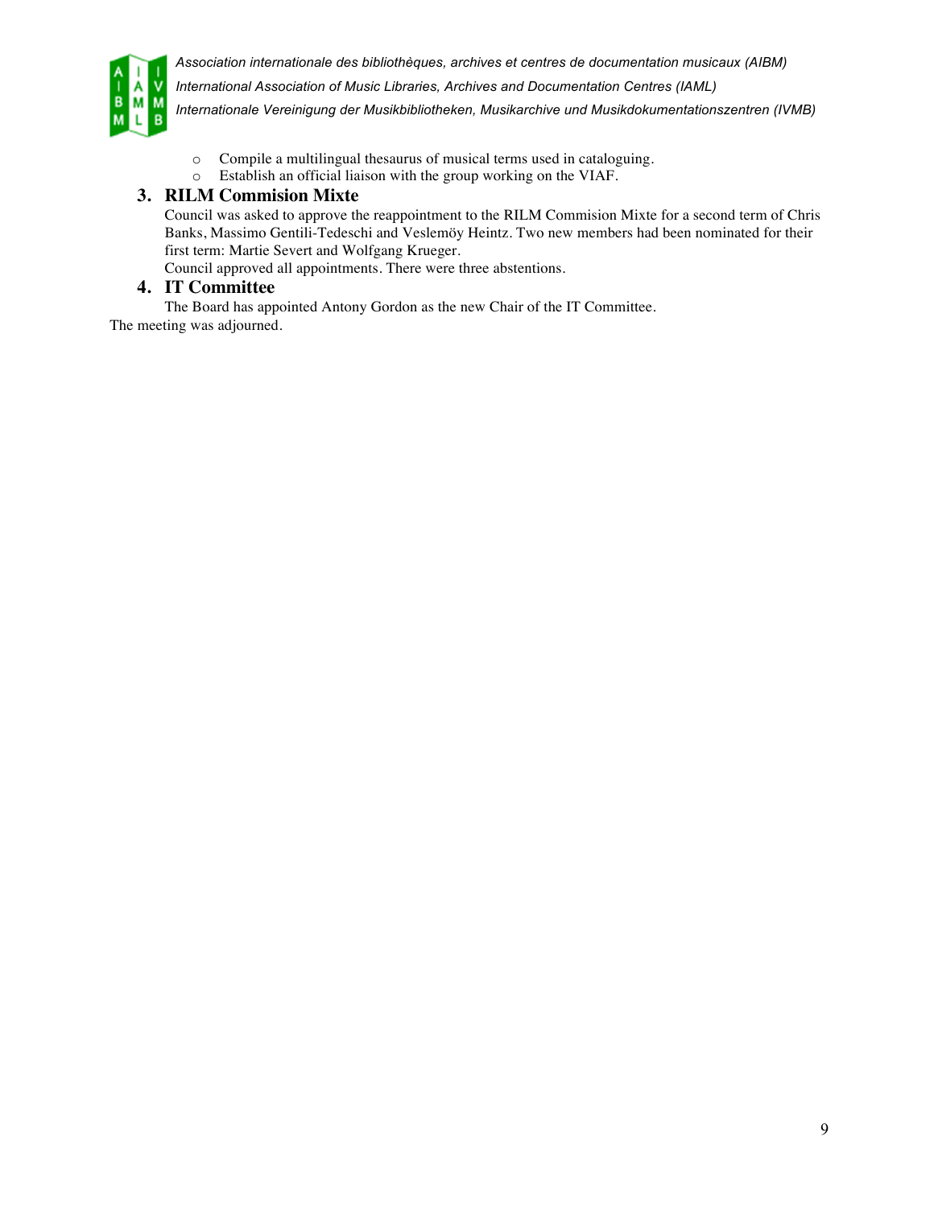- Compile a multilingual thesaurus of musical terms used in cataloguing.
- Establish an official liaison with the group working on the VIAF.

### 3. RILM Commision Mixte

Council was asked to approve the reappointment to the RILM Commision Mixte for a second term of Chris Banks, Massimo Gentili-Tedeschi and Veslemöy Heintz. Two new members had been nominated for their first term: Martie Severt and Wolfgang Krueger.

Council approved all appointments. There were three abstentions.

### 4. IT Committee

The Board has appointed Antony Gordon as the new Chair of the IT Committee.

The meeting was adjourned.